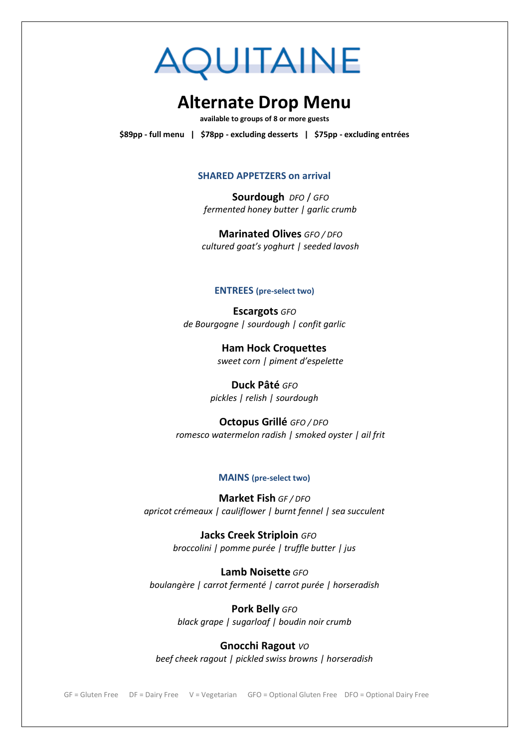# AQUITAINE

## Alternate Drop Menu

**available to groups of 8 or more guests**

**$89pp - full menu | $78pp - excluding desserts | $75pp - excluding entrées**

### SHARED APPETZERS on arrival

**Sourdough** *DFO / GFO*
*fermented honey butter | garlic crumb*

**Marinated Olives** *GFO / DFO*
*cultured goat's yoghurt | seeded lavosh*

### ENTREES (pre-select two)

**Escargots** *GFO*
*de Bourgogne | sourdough | confit garlic*

**Ham Hock Croquettes**
*sweet corn | piment d'espelette*

**Duck Pâté** *GFO*
*pickles | relish | sourdough*

**Octopus Grillé** *GFO / DFO*
*romesco watermelon radish | smoked oyster | ail frit*

### MAINS (pre-select two)

**Market Fish** *GF / DFO*
*apricot crémeaux | cauliflower | burnt fennel | sea succulent*

**Jacks Creek Striploin** *GFO*
*broccolini | pomme purée | truffle butter | jus*

**Lamb Noisette** *GFO*
*boulangère | carrot fermenté | carrot purée | horseradish*

**Pork Belly** *GFO*
*black grape | sugarloaf | boudin noir crumb*

**Gnocchi Ragout** *VO*
*beef cheek ragout | pickled swiss browns | horseradish*

GF = Gluten Free DF = Dairy Free V = Vegetarian GFO = Optional Gluten Free DFO = Optional Dairy Free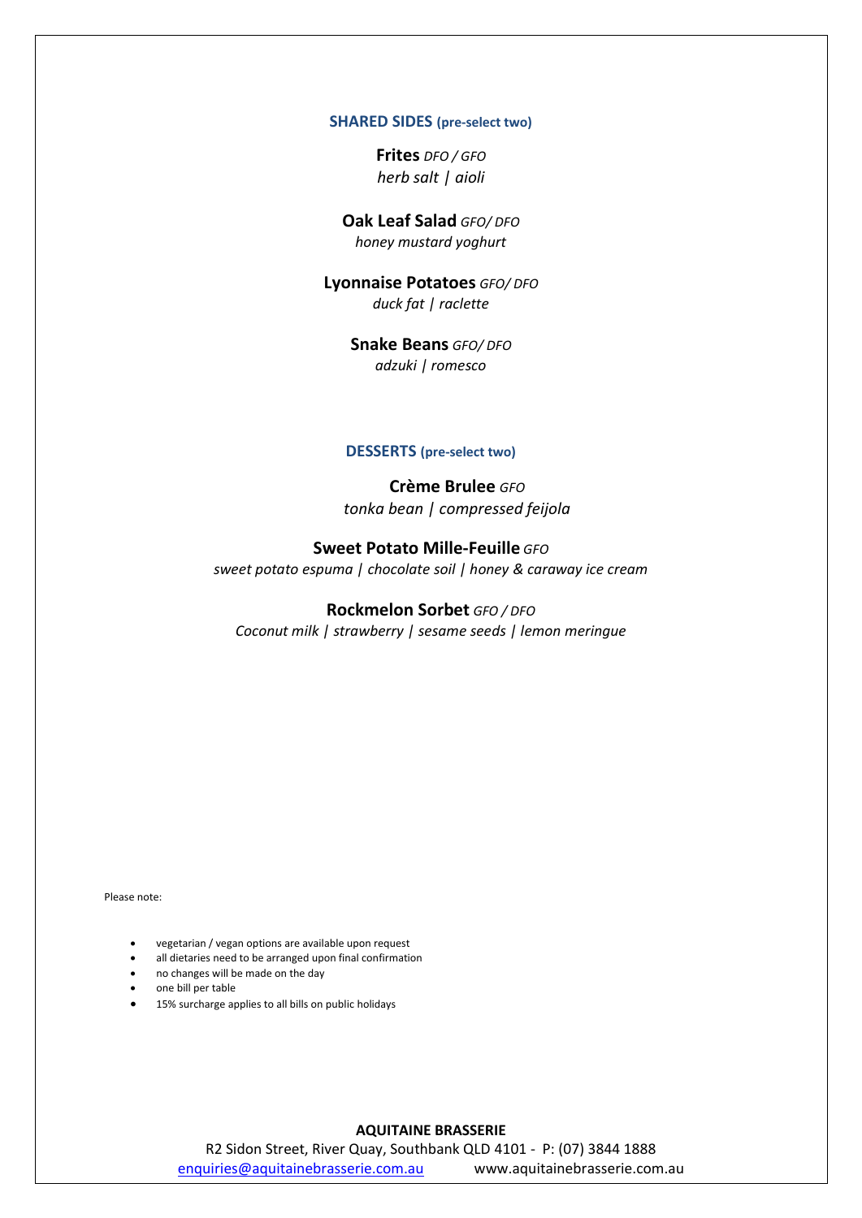## SHARED SIDES (pre-select two)

**Frites** *DFO / GFO*
*herb salt | aioli*

**Oak Leaf Salad** *GFO/ DFO*
*honey mustard yoghurt*

**Lyonnaise Potatoes** *GFO/ DFO*
*duck fat | raclette*

**Snake Beans** *GFO/ DFO*
*adzuki | romesco*

## DESSERTS (pre-select two)

**Crème Brulee** *GFO*
*tonka bean | compressed feijola*

**Sweet Potato Mille-Feuille** *GFO*
*sweet potato espuma | chocolate soil | honey & caraway ice cream*

**Rockmelon Sorbet** *GFO / DFO*
*Coconut milk | strawberry | sesame seeds | lemon meringue*

Please note:

- vegetarian / vegan options are available upon request
- all dietaries need to be arranged upon final confirmation
- no changes will be made on the day
- one bill per table
- 15% surcharge applies to all bills on public holidays

**AQUITAINE BRASSERIE**
R2 Sidon Street, River Quay, Southbank QLD 4101 - P: (07) 3844 1888
enquiries@aquitainebrasserie.com.au www.aquitainebrasserie.com.au